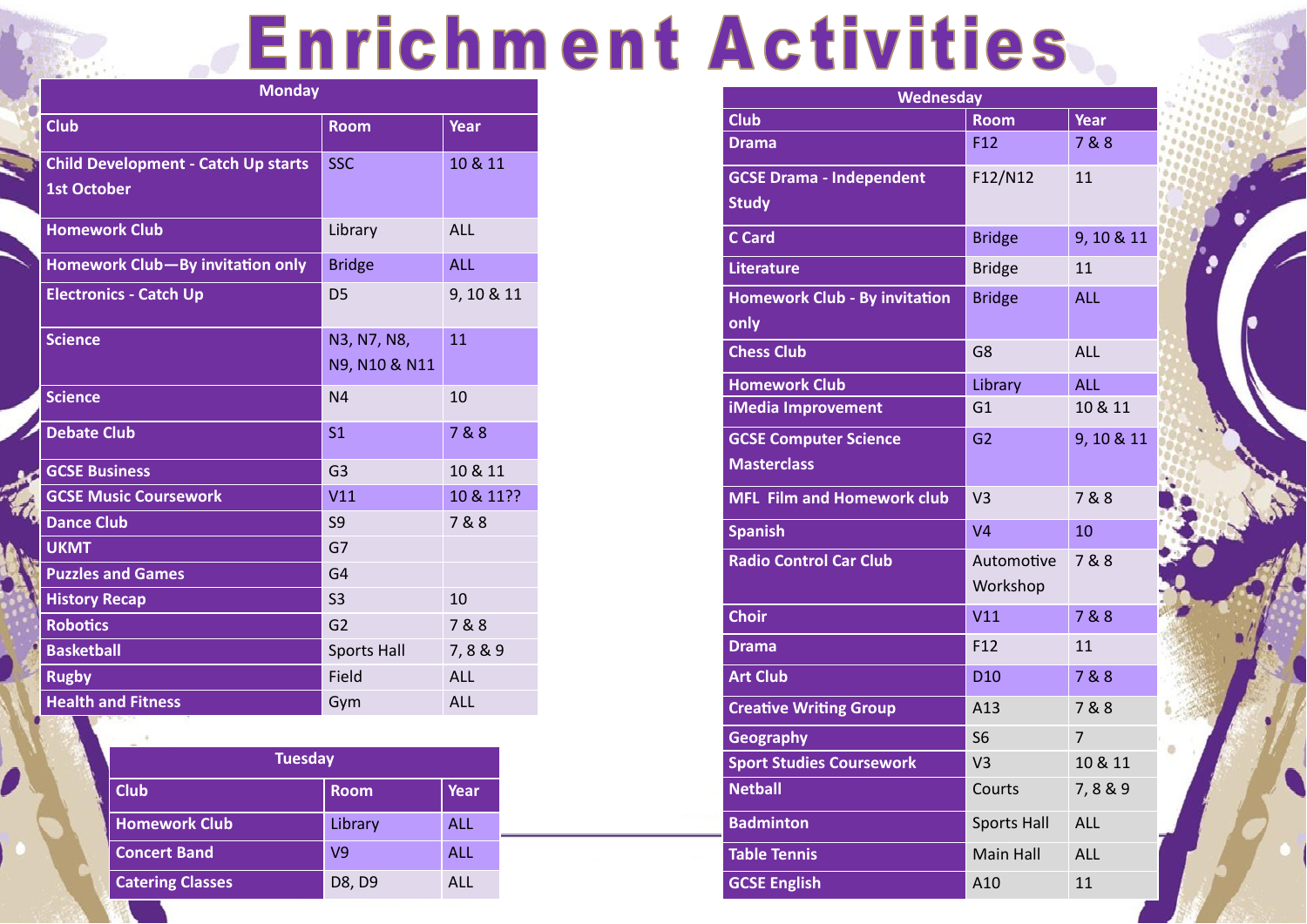# Enrichment Activities

**Monday**

| Club | Room | Year |
|---|---|---|
| Child Development - Catch Up starts 1st October | SSC | 10 & 11 |
| Homework Club | Library | ALL |
| Homework Club—By invitation only | Bridge | ALL |
| Electronics - Catch Up | D5 | 9, 10 & 11 |
| Science | N3, N7, N8, N9, N10 & N11 | 11 |
| Science | N4 | 10 |
| Debate Club | S1 | 7 & 8 |
| GCSE Business | G3 | 10 & 11 |
| GCSE Music Coursework | V11 | 10 & 11?? |
| Dance Club | S9 | 7 & 8 |
| UKMT | G7 | |
| Puzzles and Games | G4 | |
| History Recap | S3 | 10 |
| Robotics | G2 | 7 & 8 |
| Basketball | Sports Hall | 7, 8 & 9 |
| Rugby | Field | ALL |
| Health and Fitness | Gym | ALL |

**Tuesday**

| Club | Room | Year |
|---|---|---|
| Homework Club | Library | ALL |
| Concert Band | V9 | ALL |
| Catering Classes | D8, D9 | ALL |

**Wednesday**

| Club | Room | Year |
|---|---|---|
| Drama | F12 | 7 & 8 |
| GCSE Drama - Independent Study | F12/N12 | 11 |
| C Card | Bridge | 9, 10 & 11 |
| Literature | Bridge | 11 |
| Homework Club - By invitation only | Bridge | ALL |
| Chess Club | G8 | ALL |
| Homework Club | Library | ALL |
| iMedia Improvement | G1 | 10 & 11 |
| GCSE Computer Science Masterclass | G2 | 9, 10 & 11 |
| MFL Film and Homework club | V3 | 7 & 8 |
| Spanish | V4 | 10 |
| Radio Control Car Club | Automotive Workshop | 7 & 8 |
| Choir | V11 | 7 & 8 |
| Drama | F12 | 11 |
| Art Club | D10 | 7 & 8 |
| Creative Writing Group | A13 | 7 & 8 |
| Geography | S6 | 7 |
| Sport Studies Coursework | V3 | 10 & 11 |
| Netball | Courts | 7, 8 & 9 |
| Badminton | Sports Hall | ALL |
| Table Tennis | Main Hall | ALL |
| GCSE English | A10 | 11 |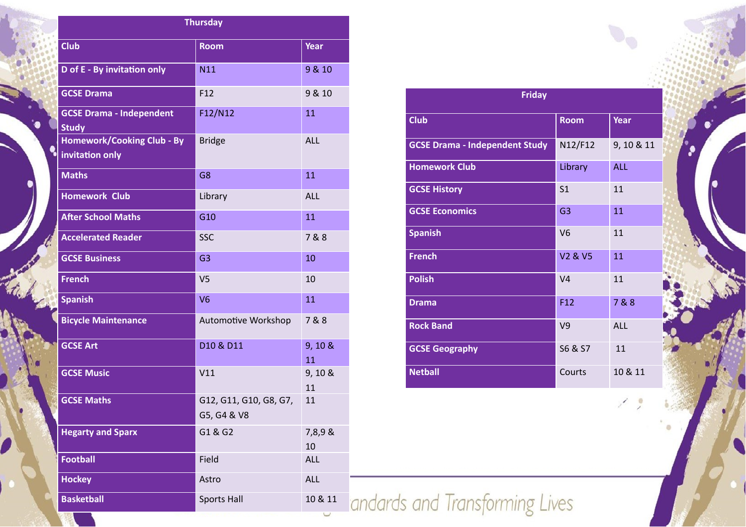| Thursday | | |
|---|---|---|
| **Club** | **Room** | **Year** |
| **D of E - By invitation only** | N11 | 9 & 10 |
| **GCSE Drama** | F12 | 9 & 10 |
| **GCSE Drama - Independent Study** | F12/N12 | 11 |
| **Homework/Cooking Club - By invitation only** | Bridge | ALL |
| **Maths** | G8 | 11 |
| **Homework Club** | Library | ALL |
| **After School Maths** | G10 | 11 |
| **Accelerated Reader** | SSC | 7 & 8 |
| **GCSE Business** | G3 | 10 |
| **French** | V5 | 10 |
| **Spanish** | V6 | 11 |
| **Bicycle Maintenance** | Automotive Workshop | 7 & 8 |
| **GCSE Art** | D10 & D11 | 9, 10 & 11 |
| **GCSE Music** | V11 | 9, 10 & 11 |
| **GCSE Maths** | G12, G11, G10, G8, G7, G5, G4 & V8 | 11 |
| **Hegarty and Sparx** | G1 & G2 | 7,8,9 & 10 |
| **Football** | Field | ALL |
| **Hockey** | Astro | ALL |
| **Basketball** | Sports Hall | 10 & 11 |

| Friday | | |
|---|---|---|
| **Club** | **Room** | **Year** |
| **GCSE Drama - Independent Study** | N12/F12 | 9, 10 & 11 |
| **Homework Club** | Library | ALL |
| **GCSE History** | S1 | 11 |
| **GCSE Economics** | G3 | 11 |
| **Spanish** | V6 | 11 |
| **French** | V2 & V5 | 11 |
| **Polish** | V4 | 11 |
| **Drama** | F12 | 7 & 8 |
| **Rock Band** | V9 | ALL |
| **GCSE Geography** | S6 & S7 | 11 |
| **Netball** | Courts | 10 & 11 |